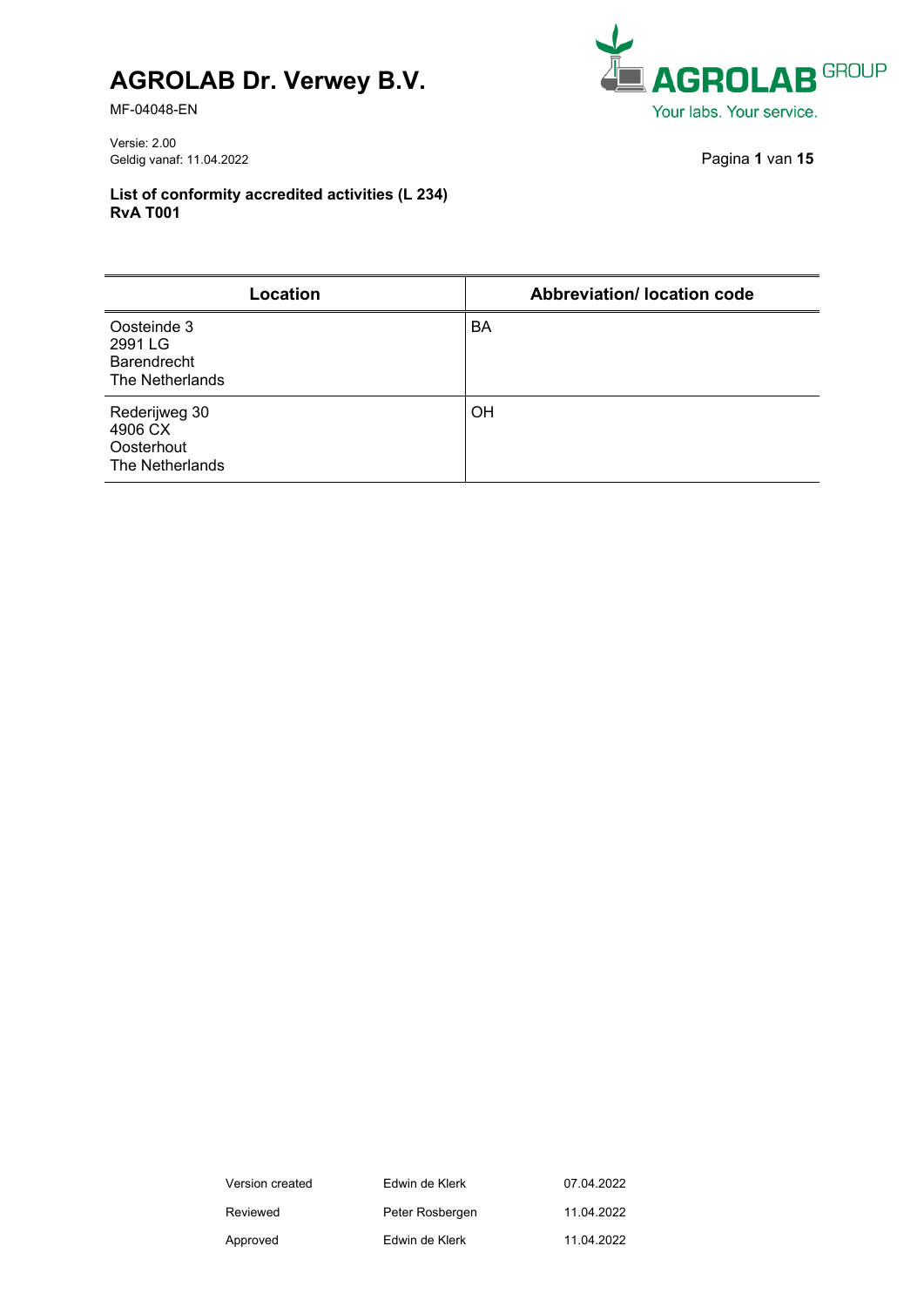# AGROLAB Dr. Verwey B.V.

MF-04048-EN

Versie: 2.00
Geldig vanaf: 11.04.2022

**List of conformity accredited activities (L 234)**
**RvA T001**

| Location | Abbreviation/ location code |
|---|---|
| Oosteinde 3<br>2991 LG<br>Barendrecht<br>The Netherlands | BA |
| Rederijweg 30<br>4906 CX<br>Oosterhout<br>The Netherlands | OH |

| | | |
|---|---|---|
| Version created | Edwin de Klerk | 07.04.2022 |
| Reviewed | Peter Rosbergen | 11.04.2022 |
| Approved | Edwin de Klerk | 11.04.2022 |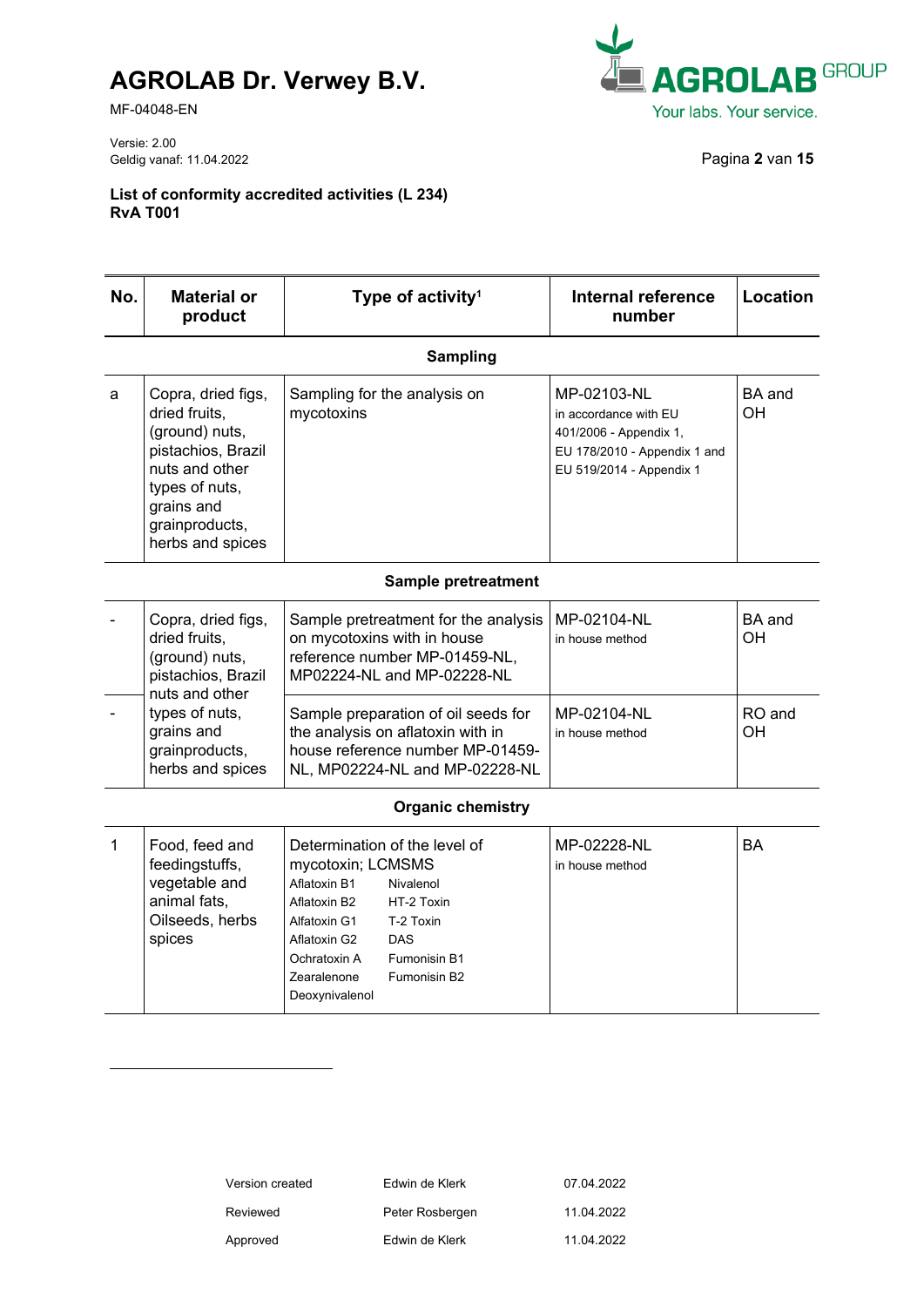# AGROLAB Dr. Verwey B.V.

MF-04048-EN

Versie: 2.00
Geldig vanaf: 11.04.2022

**List of conformity accredited activities (L 234)**
**RvA T001**

| No. | Material or product | Type of activity[1] | Internal reference number | Location |
|---|---|---|---|---|
| | | **Sampling** | | |
| a | Copra, dried figs, dried fruits, (ground) nuts, pistachios, Brazil nuts and other types of nuts, grains and grainproducts, herbs and spices | Sampling for the analysis on mycotoxins | MP-02103-NL in accordance with EU 401/2006 - Appendix 1, EU 178/2010 - Appendix 1 and EU 519/2014 - Appendix 1 | BA and OH |
| | | **Sample pretreatment** | | |
| - | Copra, dried figs, dried fruits, (ground) nuts, pistachios, Brazil nuts and other types of nuts, grains and grainproducts, herbs and spices | Sample pretreatment for the analysis on mycotoxins with in house reference number MP-01459-NL, MP02224-NL and MP-02228-NL | MP-02104-NL in house method | BA and OH |
| - | | Sample preparation of oil seeds for the analysis on aflatoxin with in house reference number MP-01459-NL, MP02224-NL and MP-02228-NL | MP-02104-NL in house method | RO and OH |
| | | **Organic chemistry** | | |
| 1 | Food, feed and feedingstuffs, vegetable and animal fats, Oilseeds, herbs spices | Determination of the level of mycotoxin; LCMSMS<br>Aflatoxin B1, Aflatoxin B2, Alfatoxin G1, Aflatoxin G2, Ochratoxin A, Zearalenone, Deoxynivalenol, Nivalenol, HT-2 Toxin, T-2 Toxin, DAS, Fumonisin B1, Fumonisin B2 | MP-02228-NL in house method | BA |

| | | |
|---|---|---|
| Version created | Edwin de Klerk | 07.04.2022 |
| Reviewed | Peter Rosbergen | 11.04.2022 |
| Approved | Edwin de Klerk | 11.04.2022 |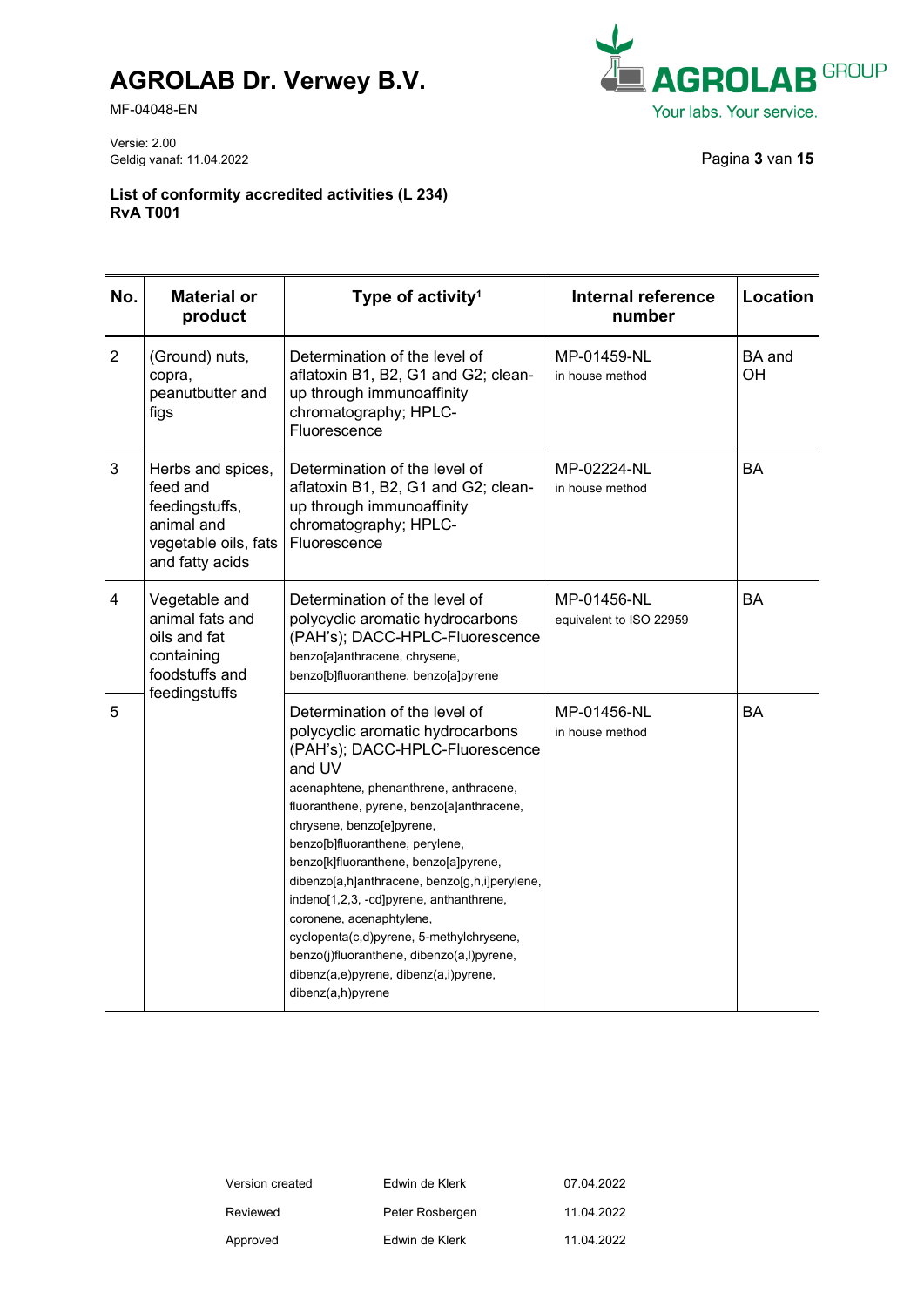**List of conformity accredited activities (L 234)**
**RvA T001**

| No. | Material or product | Type of activity[1] | Internal reference number | Location |
|---|---|---|---|---|
| 2 | (Ground) nuts, copra, peanutbutter and figs | Determination of the level of aflatoxin B1, B2, G1 and G2; clean-up through immunoaffinity chromatography; HPLC-Fluorescence | MP-01459-NL in house method | BA and OH |
| 3 | Herbs and spices, feed and feedingstuffs, animal and vegetable oils, fats and fatty acids | Determination of the level of aflatoxin B1, B2, G1 and G2; clean-up through immunoaffinity chromatography; HPLC-Fluorescence | MP-02224-NL in house method | BA |
| 4 | Vegetable and animal fats and oils and fat containing foodstuffs and feedingstuffs | Determination of the level of polycyclic aromatic hydrocarbons (PAH's); DACC-HPLC-Fluorescence benzo[a]anthracene, chrysene, benzo[b]fluoranthene, benzo[a]pyrene | MP-01456-NL equivalent to ISO 22959 | BA |
| 5 | | Determination of the level of polycyclic aromatic hydrocarbons (PAH's); DACC-HPLC-Fluorescence and UV acenaphtene, phenanthrene, anthracene, fluoranthene, pyrene, benzo[a]anthracene, chrysene, benzo[e]pyrene, benzo[b]fluoranthene, perylene, benzo[k]fluoranthene, benzo[a]pyrene, dibenzo[a,h]anthracene, benzo[g,h,i]perylene, indeno[1,2,3, -cd]pyrene, anthanthrene, coronene, acenaphtylene, cyclopenta(c,d)pyrene, 5-methylchrysene, benzo(j)fluoranthene, dibenzo(a,l)pyrene, dibenz(a,e)pyrene, dibenz(a,i)pyrene, dibenz(a,h)pyrene | MP-01456-NL in house method | BA |

| | | |
|---|---|---|
| Version created | Edwin de Klerk | 07.04.2022 |
| Reviewed | Peter Rosbergen | 11.04.2022 |
| Approved | Edwin de Klerk | 11.04.2022 |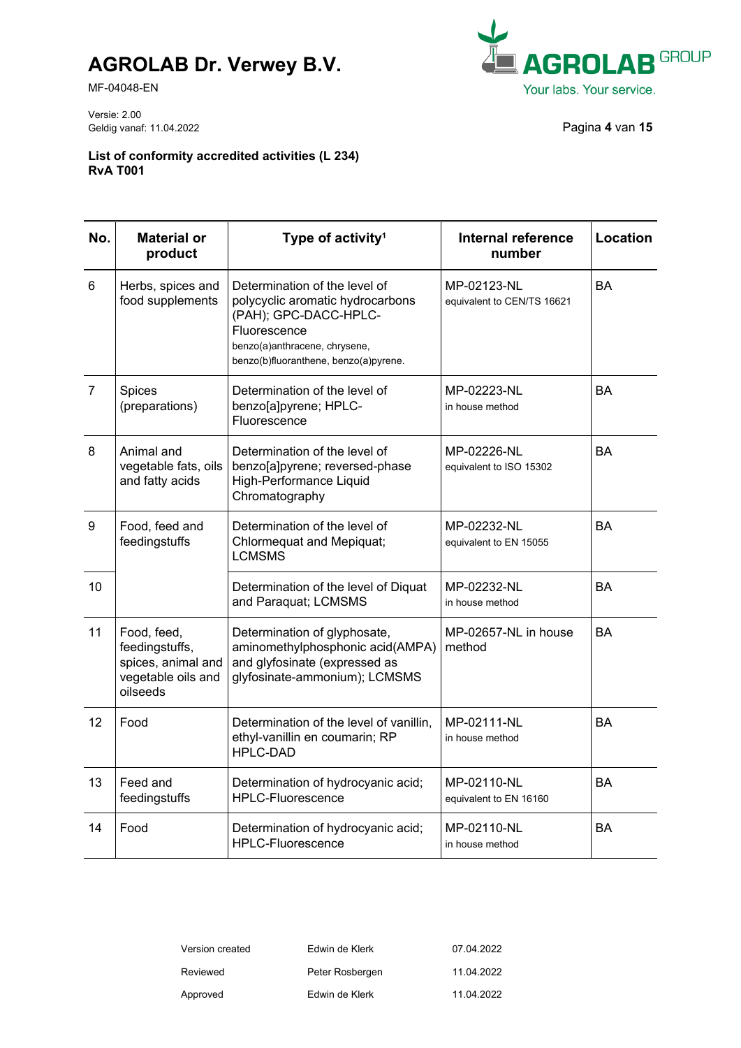# AGROLAB Dr. Verwey B.V.

MF-04048-EN

Versie: 2.00
Geldig vanaf: 11.04.2022

**List of conformity accredited activities (L 234)**
**RvA T001**

| No. | Material or product | Type of activity[1] | Internal reference number | Location |
|---|---|---|---|---|
| 6 | Herbs, spices and food supplements | Determination of the level of polycyclic aromatic hydrocarbons (PAH); GPC-DACC-HPLC-Fluorescence<br>benzo(a)anthracene, chrysene, benzo(b)fluoranthene, benzo(a)pyrene. | MP-02123-NL<br>equivalent to CEN/TS 16621 | BA |
| 7 | Spices (preparations) | Determination of the level of benzo[a]pyrene; HPLC-Fluorescence | MP-02223-NL<br>in house method | BA |
| 8 | Animal and vegetable fats, oils and fatty acids | Determination of the level of benzo[a]pyrene; reversed-phase High-Performance Liquid Chromatography | MP-02226-NL<br>equivalent to ISO 15302 | BA |
| 9 | Food, feed and feedingstuffs | Determination of the level of Chlormequat and Mepiquat; LCMSMS | MP-02232-NL<br>equivalent to EN 15055 | BA |
| 10 | | Determination of the level of Diquat and Paraquat; LCMSMS | MP-02232-NL<br>in house method | BA |
| 11 | Food, feed, feedingstuffs, spices, animal and vegetable oils and oilseeds | Determination of glyphosate, aminomethylphosphonic acid(AMPA) and glyfosinate (expressed as glyfosinate-ammonium); LCMSMS | MP-02657-NL in house method | BA |
| 12 | Food | Determination of the level of vanillin, ethyl-vanillin en coumarin; RP HPLC-DAD | MP-02111-NL<br>in house method | BA |
| 13 | Feed and feedingstuffs | Determination of hydrocyanic acid; HPLC-Fluorescence | MP-02110-NL<br>equivalent to EN 16160 | BA |
| 14 | Food | Determination of hydrocyanic acid; HPLC-Fluorescence | MP-02110-NL<br>in house method | BA |

| | | |
|---|---|---|
| Version created | Edwin de Klerk | 07.04.2022 |
| Reviewed | Peter Rosbergen | 11.04.2022 |
| Approved | Edwin de Klerk | 11.04.2022 |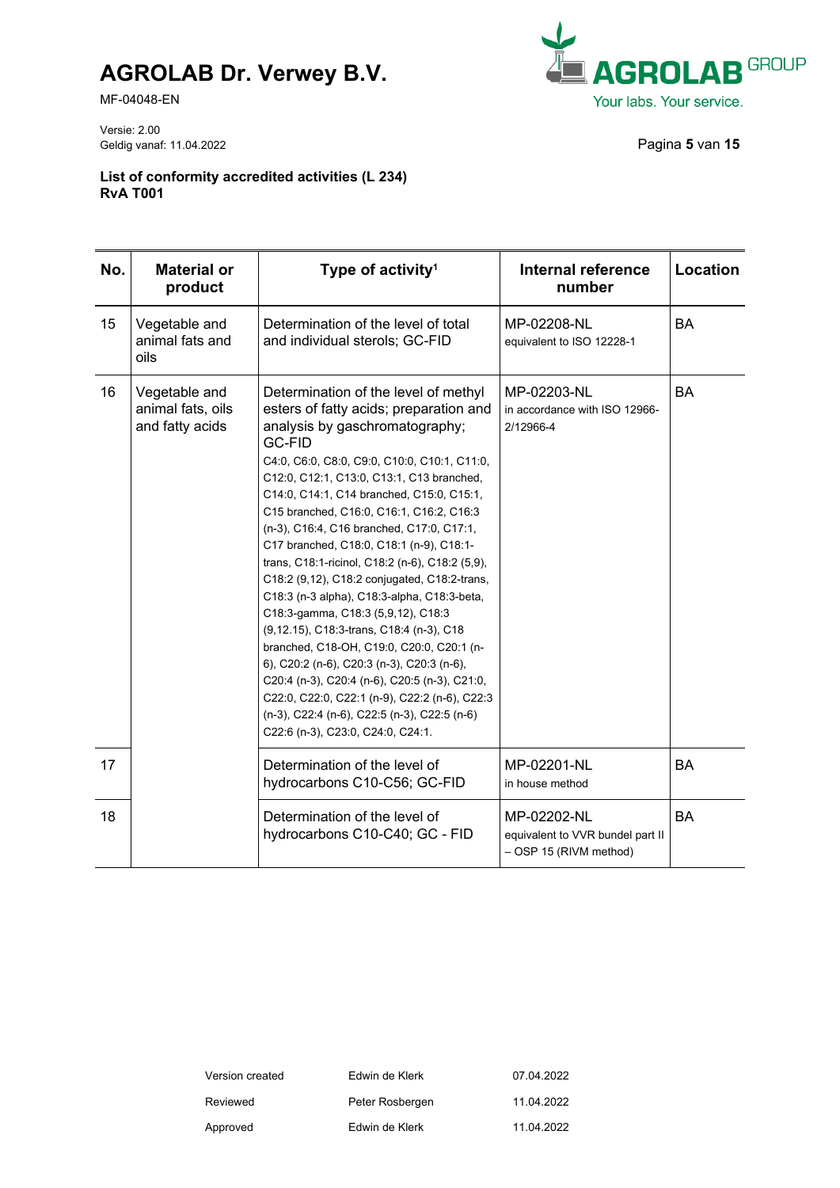# AGROLAB Dr. Verwey B.V.

MF-04048-EN

Versie: 2.00
Geldig vanaf: 11.04.2022

**List of conformity accredited activities (L 234)**
**RvA T001**

| No. | Material or product | Type of activity[1] | Internal reference number | Location |
|---|---|---|---|---|
| 15 | Vegetable and animal fats and oils | Determination of the level of total and individual sterols; GC-FID | MP-02208-NL equivalent to ISO 12228-1 | BA |
| 16 | Vegetable and animal fats, oils and fatty acids | Determination of the level of methyl esters of fatty acids; preparation and analysis by gaschromatography; GC-FID C4:0, C6:0, C8:0, C9:0, C10:0, C10:1, C11:0, C12:0, C12:1, C13:0, C13:1, C13 branched, C14:0, C14:1, C14 branched, C15:0, C15:1, C15 branched, C16:0, C16:1, C16:2, C16:3 (n-3), C16:4, C16 branched, C17:0, C17:1, C17 branched, C18:0, C18:1 (n-9), C18:1-trans, C18:1-ricinol, C18:2 (n-6), C18:2 (5,9), C18:2 (9,12), C18:2 conjugated, C18:2-trans, C18:3 (n-3 alpha), C18:3-alpha, C18:3-beta, C18:3-gamma, C18:3 (5,9,12), C18:3 (9,12.15), C18:3-trans, C18:4 (n-3), C18 branched, C18-OH, C19:0, C20:0, C20:1 (n-6), C20:2 (n-6), C20:3 (n-3), C20:3 (n-6), C20:4 (n-3), C20:4 (n-6), C20:5 (n-3), C21:0, C22:0, C22:0, C22:1 (n-9), C22:2 (n-6), C22:3 (n-3), C22:4 (n-6), C22:5 (n-3), C22:5 (n-6) C22:6 (n-3), C23:0, C24:0, C24:1. | MP-02203-NL in accordance with ISO 12966-2/12966-4 | BA |
| 17 | | Determination of the level of hydrocarbons C10-C56; GC-FID | MP-02201-NL in house method | BA |
| 18 | | Determination of the level of hydrocarbons C10-C40; GC - FID | MP-02202-NL equivalent to VVR bundel part II – OSP 15 (RIVM method) | BA |

| | | |
|---|---|---|
| Version created | Edwin de Klerk | 07.04.2022 |
| Reviewed | Peter Rosbergen | 11.04.2022 |
| Approved | Edwin de Klerk | 11.04.2022 |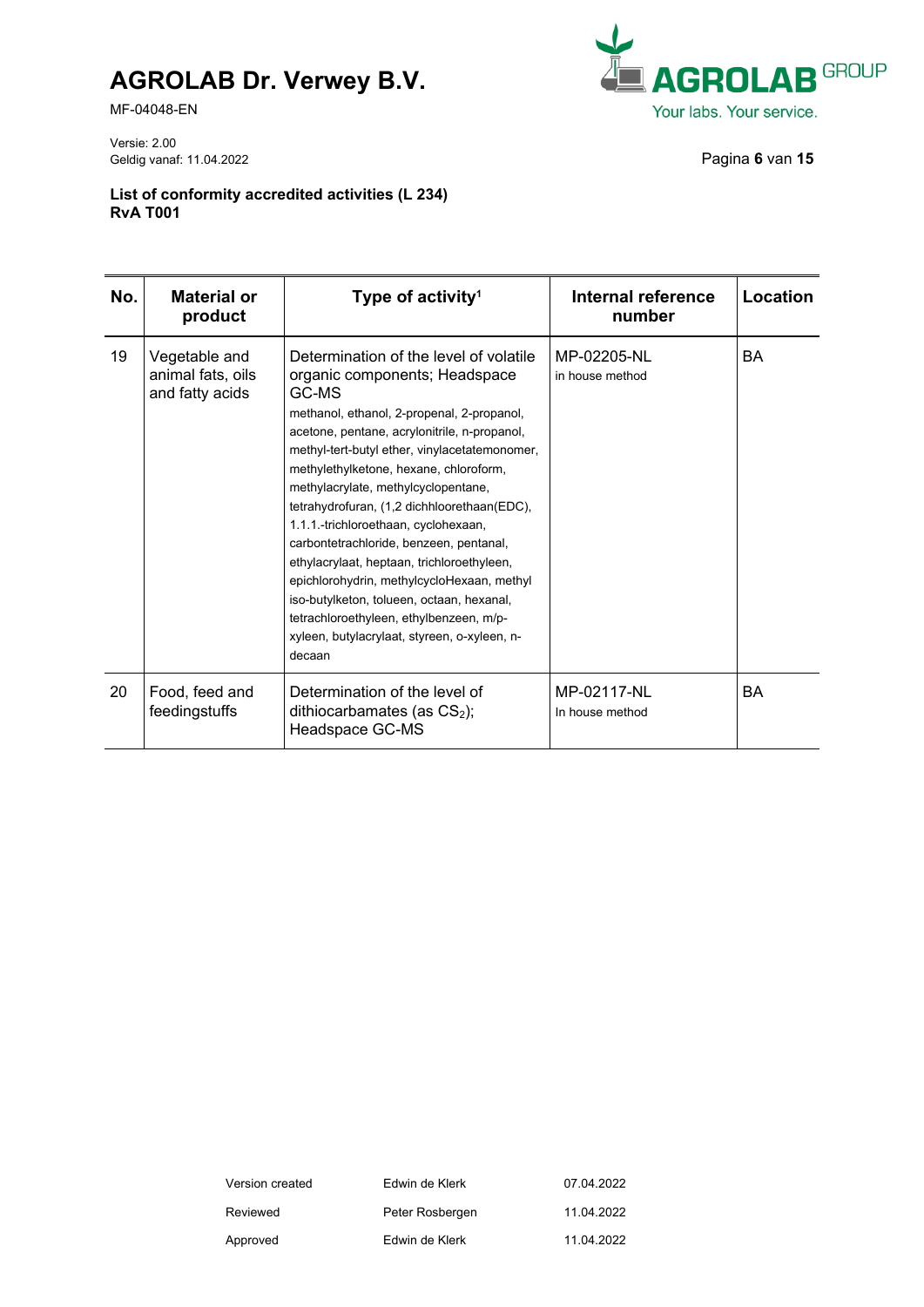**List of conformity accredited activities (L 234)**
**RvA T001**

| No. | Material or product | Type of activity[1] | Internal reference number | Location |
|---|---|---|---|---|
| 19 | Vegetable and animal fats, oils and fatty acids | Determination of the level of volatile organic components; Headspace GC-MS<br>methanol, ethanol, 2-propenal, 2-propanol, acetone, pentane, acrylonitrile, n-propanol, methyl-tert-butyl ether, vinylacetatemonomer, methylethylketone, hexane, chloroform, methylacrylate, methylcyclopentane, tetrahydrofuran, (1,2 dichhloorethaan(EDC), 1.1.1.-trichloroethaan, cyclohexaan, carbontetrachloride, benzeen, pentanal, ethylacrylaat, heptaan, trichloroethyleen, epichlorohydrin, methylcycloHexaan, methyl iso-butylketon, tolueen, octaan, hexanal, tetrachloroethyleen, ethylbenzeen, m/p-xyleen, butylacrylaat, styreen, o-xyleen, n-decaan | MP-02205-NL<br>in house method | BA |
| 20 | Food, feed and feedingstuffs | Determination of the level of dithiocarbamates (as $CS_2$); Headspace GC-MS | MP-02117-NL<br>In house method | BA |

| | | |
|---|---|---|
| Version created | Edwin de Klerk | 07.04.2022 |
| Reviewed | Peter Rosbergen | 11.04.2022 |
| Approved | Edwin de Klerk | 11.04.2022 |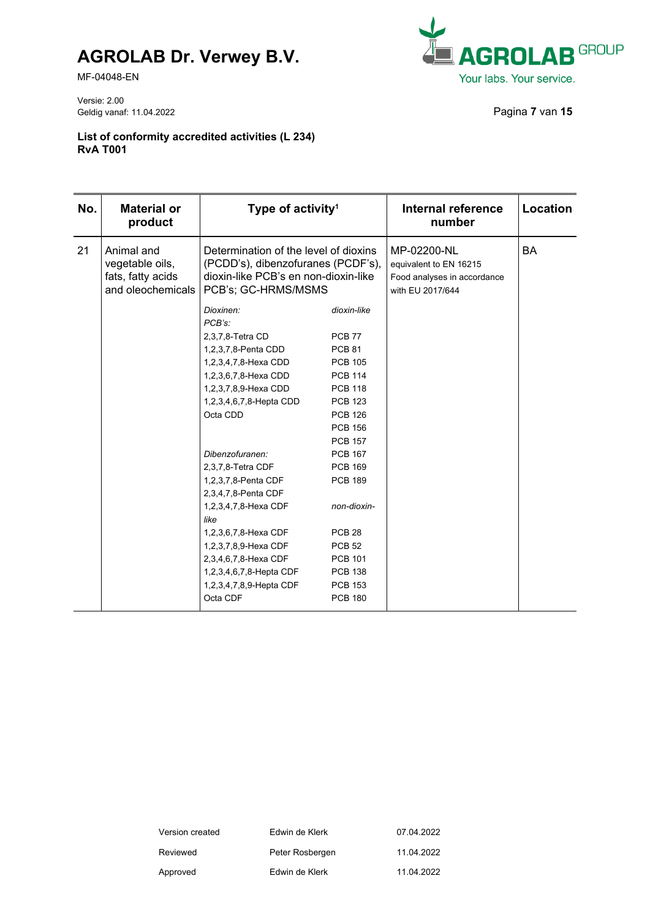# AGROLAB Dr. Verwey B.V.

MF-04048-EN

Versie: 2.00
Geldig vanaf: 11.04.2022

**List of conformity accredited activities (L 234)**
**RvA T001**

| No. | Material or product | Type of activity[1] | Internal reference number | Location |
|---|---|---|---|---|
| 21 | Animal and vegetable oils, fats, fatty acids and oleochemicals | Determination of the level of dioxins (PCDD's), dibenzofuranes (PCDF's), dioxin-like PCB's en non-dioxin-like PCB's; GC-HRMS/MSMS<br><br>*Dioxinen:*<br>2,3,7,8-Tetra CD<br>1,2,3,7,8-Penta CDD<br>1,2,3,4,7,8-Hexa CDD<br>1,2,3,6,7,8-Hexa CDD<br>1,2,3,7,8,9-Hexa CDD<br>1,2,3,4,6,7,8-Hepta CDD<br>Octa CDD<br><br>*Dibenzofuranen:*<br>2,3,7,8-Tetra CDF<br>1,2,3,7,8-Penta CDF<br>2,3,4,7,8-Penta CDF<br>1,2,3,4,7,8-Hexa CDF<br>1,2,3,6,7,8-Hexa CDF<br>1,2,3,7,8,9-Hexa CDF<br>2,3,4,6,7,8-Hexa CDF<br>1,2,3,4,6,7,8-Hepta CDF<br>1,2,3,4,7,8,9-Hepta CDF<br>Octa CDF<br><br>*dioxin-like PCB's:*<br>PCB 77<br>PCB 81<br>PCB 105<br>PCB 114<br>PCB 118<br>PCB 123<br>PCB 126<br>PCB 156<br>PCB 157<br>PCB 167<br>PCB 169<br>PCB 189<br><br>*non-dioxin-like*<br>PCB 28<br>PCB 52<br>PCB 101<br>PCB 138<br>PCB 153<br>PCB 180 | MP-02200-NL<br>equivalent to EN 16215<br>Food analyses in accordance with EU 2017/644 | BA |

| | | |
|---|---|---|
| Version created | Edwin de Klerk | 07.04.2022 |
| Reviewed | Peter Rosbergen | 11.04.2022 |
| Approved | Edwin de Klerk | 11.04.2022 |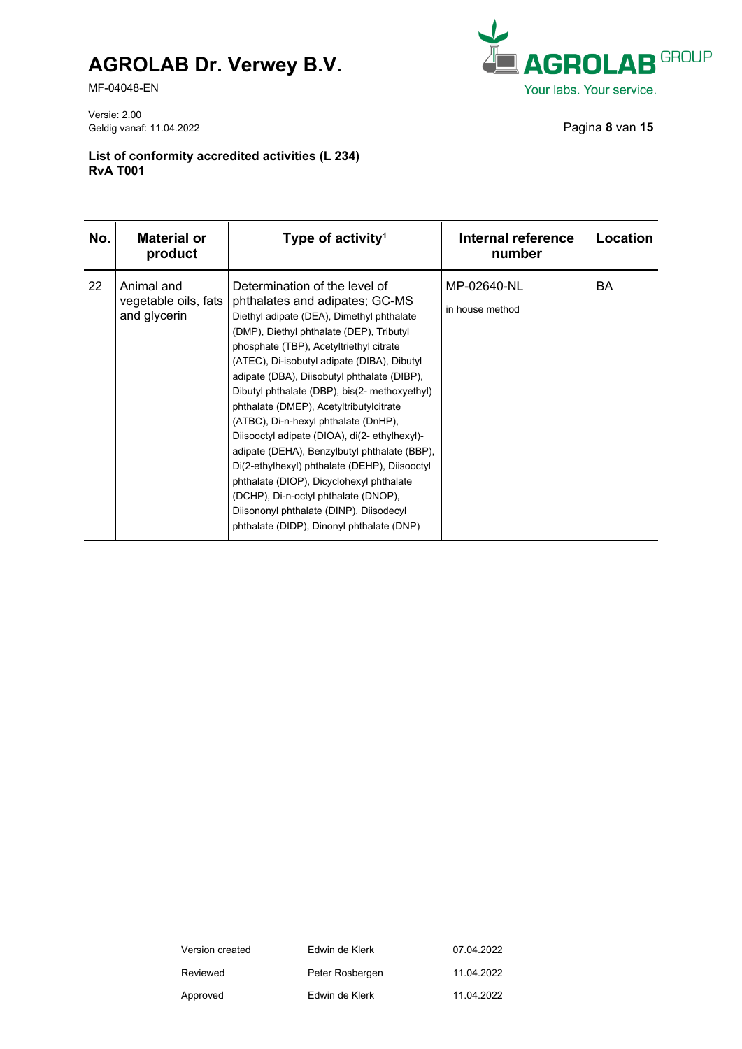**List of conformity accredited activities (L 234)**
**RvA T001**

| No. | Material or product | Type of activity[1] | Internal reference number | Location |
|---|---|---|---|---|
| 22 | Animal and vegetable oils, fats and glycerin | Determination of the level of phthalates and adipates; GC-MS<br>Diethyl adipate (DEA), Dimethyl phthalate (DMP), Diethyl phthalate (DEP), Tributyl phosphate (TBP), Acetyltriethyl citrate (ATEC), Di-isobutyl adipate (DIBA), Dibutyl adipate (DBA), Diisobutyl phthalate (DIBP), Dibutyl phthalate (DBP), bis(2- methoxyethyl) phthalate (DMEP), Acetyltributylcitrate (ATBC), Di-n-hexyl phthalate (DnHP), Diisooctyl adipate (DIOA), di(2- ethylhexyl)-adipate (DEHA), Benzylbutyl phthalate (BBP), Di(2-ethylhexyl) phthalate (DEHP), Diisooctyl phthalate (DIOP), Dicyclohexyl phthalate (DCHP), Di-n-octyl phthalate (DNOP), Diisononyl phthalate (DINP), Diisodecyl phthalate (DIDP), Dinonyl phthalate (DNP) | MP-02640-NL<br>in house method | BA |

| | | |
|---|---|---|
| Version created | Edwin de Klerk | 07.04.2022 |
| Reviewed | Peter Rosbergen | 11.04.2022 |
| Approved | Edwin de Klerk | 11.04.2022 |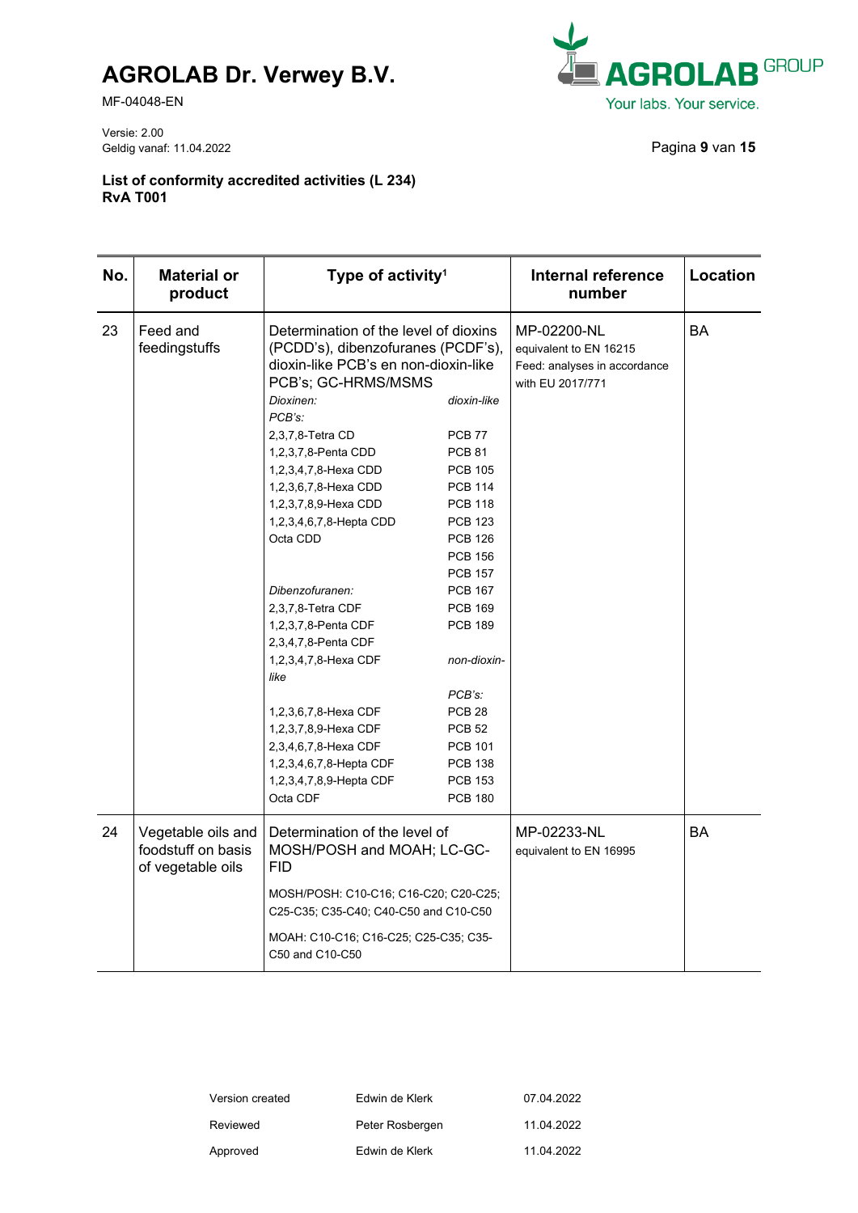# AGROLAB Dr. Verwey B.V.

MF-04048-EN

Versie: 2.00
Geldig vanaf: 11.04.2022

**List of conformity accredited activities (L 234)**
**RvA T001**

| No. | Material or product | Type of activity[1] | Internal reference number | Location |
|---|---|---|---|---|
| 23 | Feed and feedingstuffs | Determination of the level of dioxins (PCDD's), dibenzofuranes (PCDF's), dioxin-like PCB's en non-dioxin-like PCB's; GC-HRMS/MSMS<br><br>*Dioxinen:*<br>2,3,7,8-Tetra CD<br>1,2,3,7,8-Penta CDD<br>1,2,3,4,7,8-Hexa CDD<br>1,2,3,6,7,8-Hexa CDD<br>1,2,3,7,8,9-Hexa CDD<br>1,2,3,4,6,7,8-Hepta CDD<br>Octa CDD<br><br>*Dibenzofuranen:*<br>2,3,7,8-Tetra CDF<br>1,2,3,7,8-Penta CDF<br>2,3,4,7,8-Penta CDF<br>1,2,3,4,7,8-Hexa CDF<br>1,2,3,6,7,8-Hexa CDF<br>1,2,3,7,8,9-Hexa CDF<br>2,3,4,6,7,8-Hexa CDF<br>1,2,3,4,6,7,8-Hepta CDF<br>1,2,3,4,7,8,9-Hepta CDF<br>Octa CDF<br><br>*dioxin-like PCB's:*<br>PCB 77<br>PCB 81<br>PCB 105<br>PCB 114<br>PCB 118<br>PCB 123<br>PCB 126<br>PCB 156<br>PCB 157<br>PCB 167<br>PCB 169<br>PCB 189<br><br>*non-dioxin-like PCB's:*<br>PCB 28<br>PCB 52<br>PCB 101<br>PCB 138<br>PCB 153<br>PCB 180 | MP-02200-NL<br>equivalent to EN 16215<br>Feed: analyses in accordance with EU 2017/771 | BA |
| 24 | Vegetable oils and foodstuff on basis of vegetable oils | Determination of the level of MOSH/POSH and MOAH; LC-GC-FID<br><br>MOSH/POSH: C10-C16; C16-C20; C20-C25; C25-C35; C35-C40; C40-C50 and C10-C50<br><br>MOAH: C10-C16; C16-C25; C25-C35; C35-C50 and C10-C50 | MP-02233-NL<br>equivalent to EN 16995 | BA |

| | | |
|---|---|---|
| Version created | Edwin de Klerk | 07.04.2022 |
| Reviewed | Peter Rosbergen | 11.04.2022 |
| Approved | Edwin de Klerk | 11.04.2022 |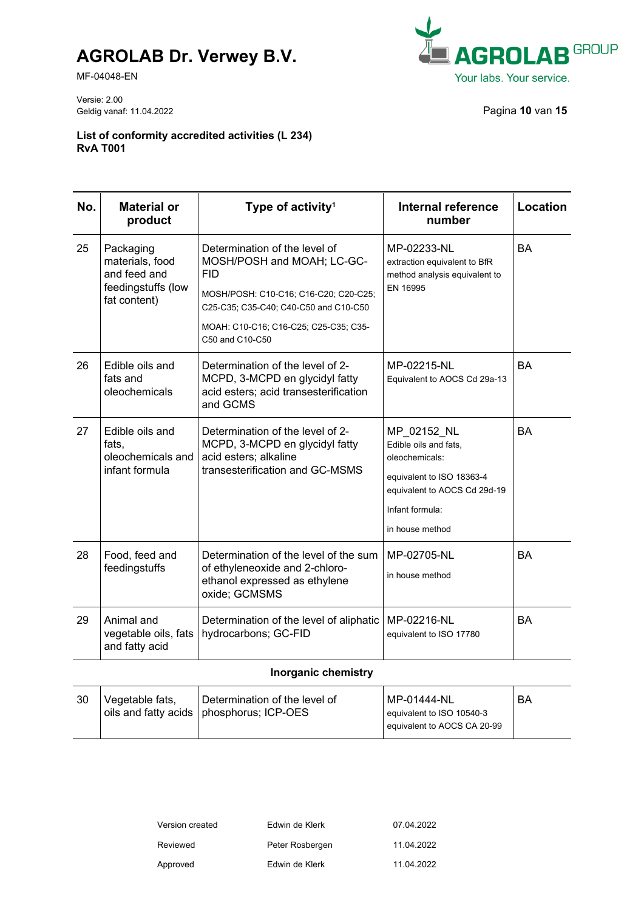**List of conformity accredited activities (L 234)**
**RvA T001**

| No. | Material or product | Type of activity[1] | Internal reference number | Location |
|---|---|---|---|---|
| 25 | Packaging materials, food and feed and feedingstuffs (low fat content) | Determination of the level of MOSH/POSH and MOAH; LC-GC-FID<br>MOSH/POSH: C10-C16; C16-C20; C20-C25; C25-C35; C35-C40; C40-C50 and C10-C50<br>MOAH: C10-C16; C16-C25; C25-C35; C35-C50 and C10-C50 | MP-02233-NL<br>extraction equivalent to BfR method analysis equivalent to EN 16995 | BA |
| 26 | Edible oils and fats and oleochemicals | Determination of the level of 2-MCPD, 3-MCPD en glycidyl fatty acid esters; acid transesterification and GCMS | MP-02215-NL<br>Equivalent to AOCS Cd 29a-13 | BA |
| 27 | Edible oils and fats, oleochemicals and infant formula | Determination of the level of 2-MCPD, 3-MCPD en glycidyl fatty acid esters; alkaline transesterification and GC-MSMS | MP_02152_NL<br>Edible oils and fats, oleochemicals:<br>equivalent to ISO 18363-4<br>equivalent to AOCS Cd 29d-19<br>Infant formula:<br>in house method | BA |
| 28 | Food, feed and feedingstuffs | Determination of the level of the sum of ethyleneoxide and 2-chloro-ethanol expressed as ethylene oxide; GCMSMS | MP-02705-NL<br>in house method | BA |
| 29 | Animal and vegetable oils, fats and fatty acid | Determination of the level of aliphatic hydrocarbons; GC-FID | MP-02216-NL<br>equivalent to ISO 17780 | BA |
| | | **Inorganic chemistry** | | |
| 30 | Vegetable fats, oils and fatty acids | Determination of the level of phosphorus; ICP-OES | MP-01444-NL<br>equivalent to ISO 10540-3<br>equivalent to AOCS CA 20-99 | BA |

| | | |
|---|---|---|
| Version created | Edwin de Klerk | 07.04.2022 |
| Reviewed | Peter Rosbergen | 11.04.2022 |
| Approved | Edwin de Klerk | 11.04.2022 |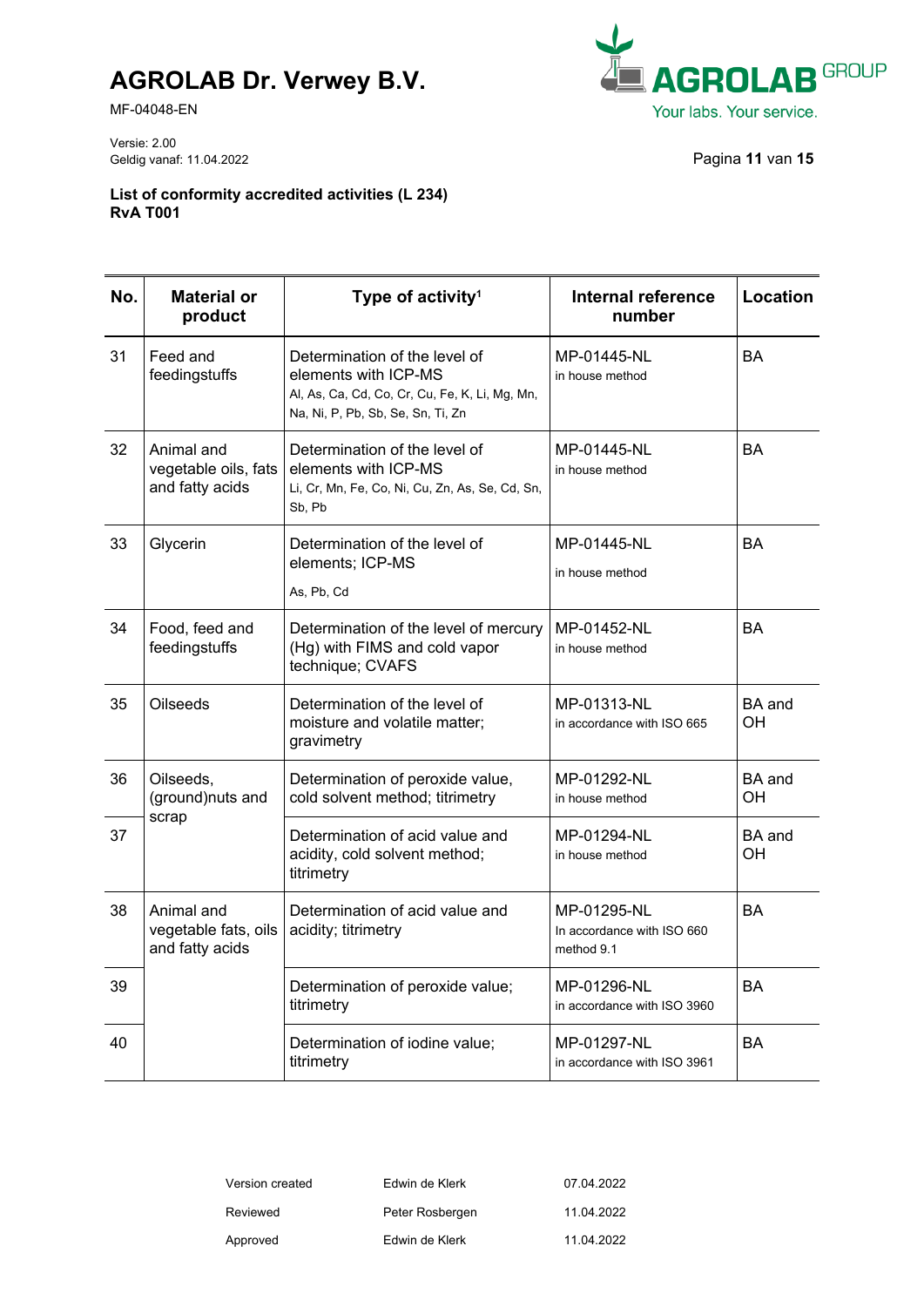**List of conformity accredited activities (L 234)**
**RvA T001**

| No. | Material or product | Type of activity[1] | Internal reference number | Location |
|---|---|---|---|---|
| 31 | Feed and feedingstuffs | Determination of the level of elements with ICP-MS<br>Al, As, Ca, Cd, Co, Cr, Cu, Fe, K, Li, Mg, Mn, Na, Ni, P, Pb, Sb, Se, Sn, Ti, Zn | MP-01445-NL<br>in house method | BA |
| 32 | Animal and vegetable oils, fats and fatty acids | Determination of the level of elements with ICP-MS<br>Li, Cr, Mn, Fe, Co, Ni, Cu, Zn, As, Se, Cd, Sn, Sb, Pb | MP-01445-NL<br>in house method | BA |
| 33 | Glycerin | Determination of the level of elements; ICP-MS<br>As, Pb, Cd | MP-01445-NL<br>in house method | BA |
| 34 | Food, feed and feedingstuffs | Determination of the level of mercury (Hg) with FIMS and cold vapor technique; CVAFS | MP-01452-NL<br>in house method | BA |
| 35 | Oilseeds | Determination of the level of moisture and volatile matter; gravimetry | MP-01313-NL<br>in accordance with ISO 665 | BA and OH |
| 36 | Oilseeds, (ground)nuts and scrap | Determination of peroxide value, cold solvent method; titrimetry | MP-01292-NL<br>in house method | BA and OH |
| 37 | | Determination of acid value and acidity, cold solvent method; titrimetry | MP-01294-NL<br>in house method | BA and OH |
| 38 | Animal and vegetable fats, oils and fatty acids | Determination of acid value and acidity; titrimetry | MP-01295-NL<br>In accordance with ISO 660 method 9.1 | BA |
| 39 | | Determination of peroxide value; titrimetry | MP-01296-NL<br>in accordance with ISO 3960 | BA |
| 40 | | Determination of iodine value; titrimetry | MP-01297-NL<br>in accordance with ISO 3961 | BA |

| | | |
|---|---|---|
| Version created | Edwin de Klerk | 07.04.2022 |
| Reviewed | Peter Rosbergen | 11.04.2022 |
| Approved | Edwin de Klerk | 11.04.2022 |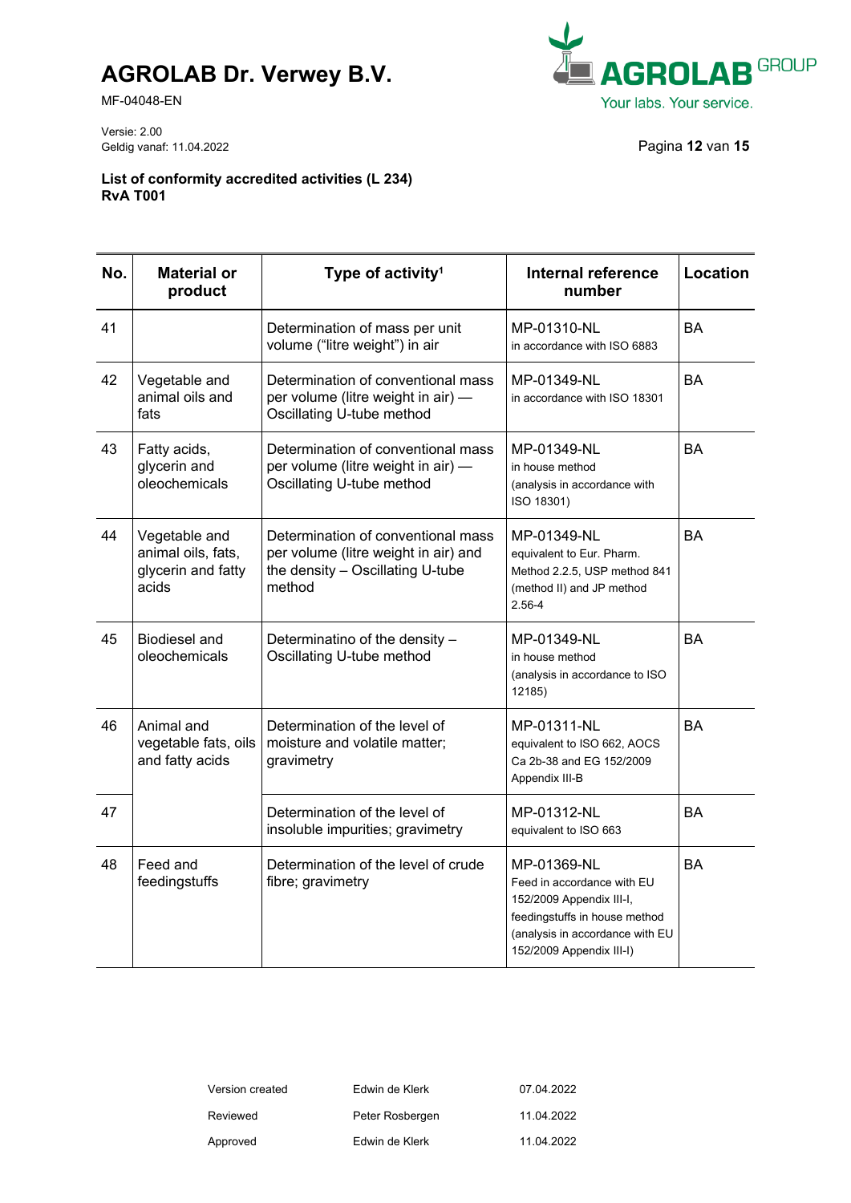# AGROLAB Dr. Verwey B.V.

MF-04048-EN

Versie: 2.00
Geldig vanaf: 11.04.2022

**List of conformity accredited activities (L 234)**
**RvA T001**

| No. | Material or product | Type of activity[1] | Internal reference number | Location |
|---|---|---|---|---|
| 41 | | Determination of mass per unit volume ("litre weight") in air | MP-01310-NL in accordance with ISO 6883 | BA |
| 42 | Vegetable and animal oils and fats | Determination of conventional mass per volume (litre weight in air) — Oscillating U-tube method | MP-01349-NL in accordance with ISO 18301 | BA |
| 43 | Fatty acids, glycerin and oleochemicals | Determination of conventional mass per volume (litre weight in air) — Oscillating U-tube method | MP-01349-NL in house method (analysis in accordance with ISO 18301) | BA |
| 44 | Vegetable and animal oils, fats, glycerin and fatty acids | Determination of conventional mass per volume (litre weight in air) and the density – Oscillating U-tube method | MP-01349-NL equivalent to Eur. Pharm. Method 2.2.5, USP method 841 (method II) and JP method 2.56-4 | BA |
| 45 | Biodiesel and oleochemicals | Determinatino of the density – Oscillating U-tube method | MP-01349-NL in house method (analysis in accordance to ISO 12185) | BA |
| 46 | Animal and vegetable fats, oils and fatty acids | Determination of the level of moisture and volatile matter; gravimetry | MP-01311-NL equivalent to ISO 662, AOCS Ca 2b-38 and EG 152/2009 Appendix III-B | BA |
| 47 | | Determination of the level of insoluble impurities; gravimetry | MP-01312-NL equivalent to ISO 663 | BA |
| 48 | Feed and feedingstuffs | Determination of the level of crude fibre; gravimetry | MP-01369-NL Feed in accordance with EU 152/2009 Appendix III-I, feedingstuffs in house method (analysis in accordance with EU 152/2009 Appendix III-I) | BA |

| | | |
|---|---|---|
| Version created | Edwin de Klerk | 07.04.2022 |
| Reviewed | Peter Rosbergen | 11.04.2022 |
| Approved | Edwin de Klerk | 11.04.2022 |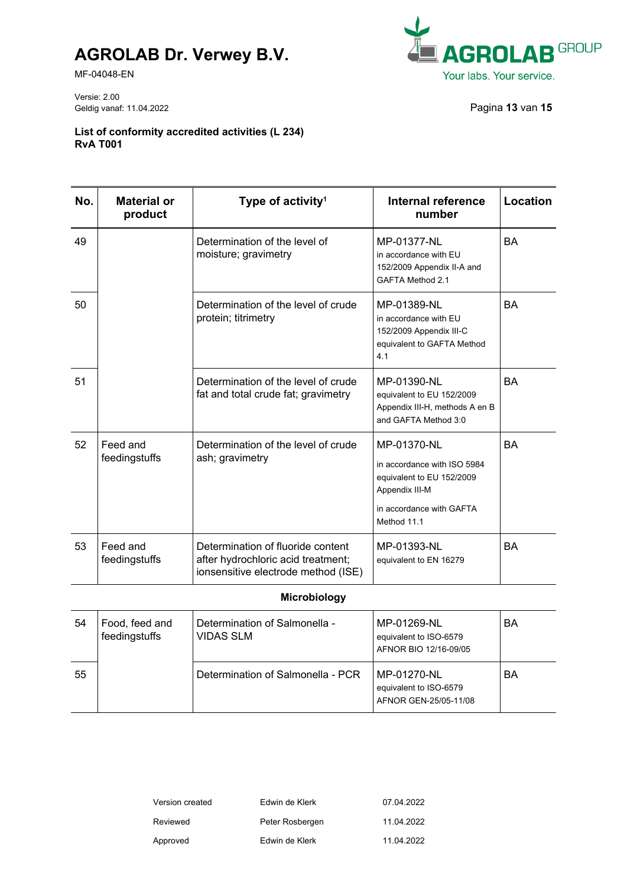**List of conformity accredited activities (L 234)**
**RvA T001**

| No. | Material or product | Type of activity[1] | Internal reference number | Location |
|---|---|---|---|---|
| 49 | | Determination of the level of moisture; gravimetry | MP-01377-NL in accordance with EU 152/2009 Appendix II-A and GAFTA Method 2.1 | BA |
| 50 | | Determination of the level of crude protein; titrimetry | MP-01389-NL in accordance with EU 152/2009 Appendix III-C equivalent to GAFTA Method 4.1 | BA |
| 51 | | Determination of the level of crude fat and total crude fat; gravimetry | MP-01390-NL equivalent to EU 152/2009 Appendix III-H, methods A en B and GAFTA Method 3:0 | BA |
| 52 | Feed and feedingstuffs | Determination of the level of crude ash; gravimetry | MP-01370-NL<br>in accordance with ISO 5984 equivalent to EU 152/2009 Appendix III-M<br>in accordance with GAFTA Method 11.1 | BA |
| 53 | Feed and feedingstuffs | Determination of fluoride content after hydrochloric acid treatment; ionsensitive electrode method (ISE) | MP-01393-NL equivalent to EN 16279 | BA |
| | | **Microbiology** | | |
| 54 | Food, feed and feedingstuffs | Determination of Salmonella - VIDAS SLM | MP-01269-NL equivalent to ISO-6579 AFNOR BIO 12/16-09/05 | BA |
| 55 | | Determination of Salmonella - PCR | MP-01270-NL equivalent to ISO-6579 AFNOR GEN-25/05-11/08 | BA |

| | | |
|---|---|---|
| Version created | Edwin de Klerk | 07.04.2022 |
| Reviewed | Peter Rosbergen | 11.04.2022 |
| Approved | Edwin de Klerk | 11.04.2022 |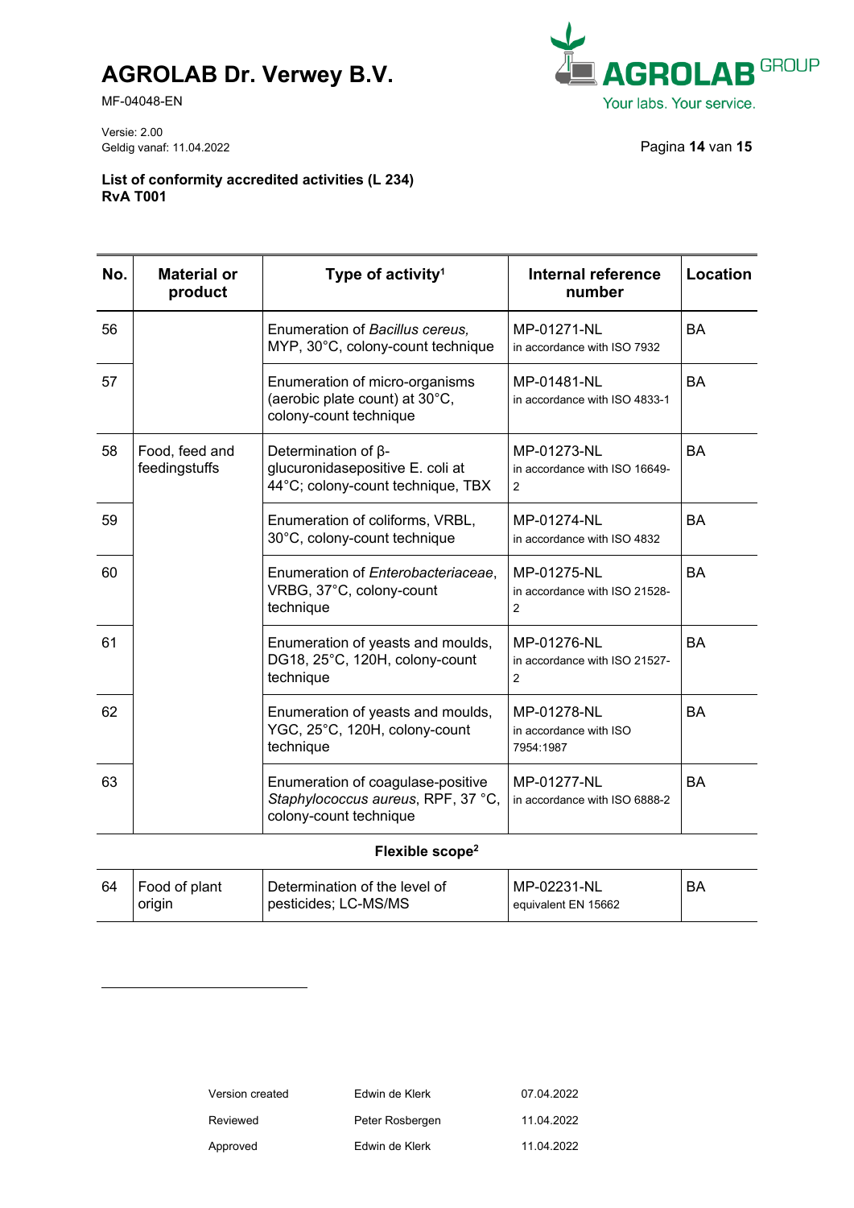**List of conformity accredited activities (L 234)**
**RvA T001**

| No. | Material or product | Type of activity[1] | Internal reference number | Location |
|---|---|---|---|---|
| 56 | | Enumeration of *Bacillus cereus,* MYP, 30°C, colony-count technique | MP-01271-NL in accordance with ISO 7932 | BA |
| 57 | | Enumeration of micro-organisms (aerobic plate count) at 30°C, colony-count technique | MP-01481-NL in accordance with ISO 4833-1 | BA |
| 58 | Food, feed and feedingstuffs | Determination of β-glucuronidasepositive E. coli at 44°C; colony-count technique, TBX | MP-01273-NL in accordance with ISO 16649-2 | BA |
| 59 | | Enumeration of coliforms, VRBL, 30°C, colony-count technique | MP-01274-NL in accordance with ISO 4832 | BA |
| 60 | | Enumeration of *Enterobacteriaceae*, VRBG, 37°C, colony-count technique | MP-01275-NL in accordance with ISO 21528-2 | BA |
| 61 | | Enumeration of yeasts and moulds, DG18, 25°C, 120H, colony-count technique | MP-01276-NL in accordance with ISO 21527-2 | BA |
| 62 | | Enumeration of yeasts and moulds, YGC, 25°C, 120H, colony-count technique | MP-01278-NL in accordance with ISO 7954:1987 | BA |
| 63 | | Enumeration of coagulase-positive *Staphylococcus aureus*, RPF, 37 °C, colony-count technique | MP-01277-NL in accordance with ISO 6888-2 | BA |
| | | **Flexible scope[2]** | | |
| 64 | Food of plant origin | Determination of the level of pesticides; LC-MS/MS | MP-02231-NL equivalent EN 15662 | BA |

| | | |
|---|---|---|
| Version created | Edwin de Klerk | 07.04.2022 |
| Reviewed | Peter Rosbergen | 11.04.2022 |
| Approved | Edwin de Klerk | 11.04.2022 |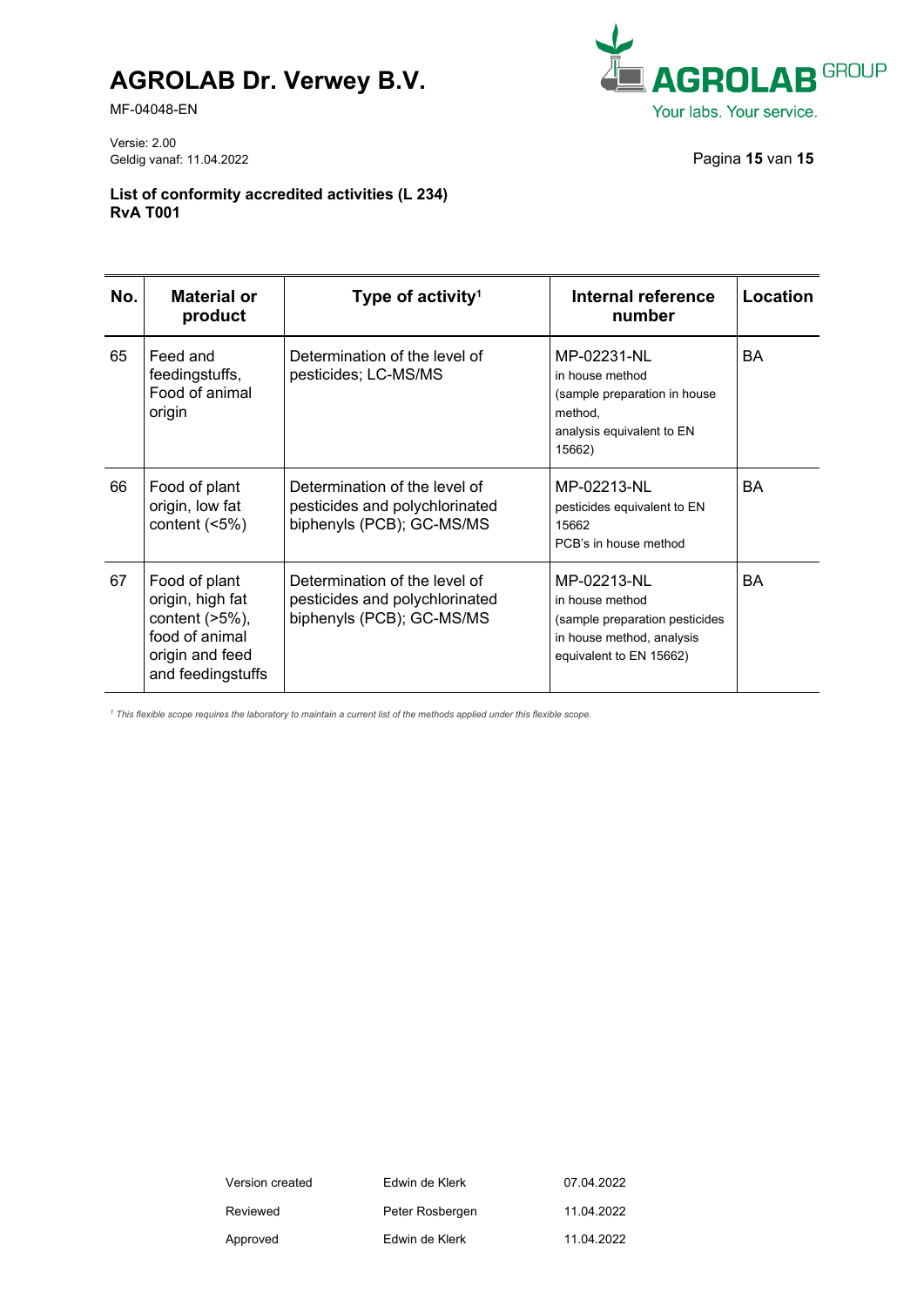**List of conformity accredited activities (L 234)**
**RvA T001**

| No. | Material or product | Type of activity[1] | Internal reference number | Location |
|---|---|---|---|---|
| 65 | Feed and feedingstuffs, Food of animal origin | Determination of the level of pesticides; LC-MS/MS | MP-02231-NL<br>in house method<br>(sample preparation in house method,<br>analysis equivalent to EN 15662) | BA |
| 66 | Food of plant origin, low fat content (<5%) | Determination of the level of pesticides and polychlorinated biphenyls (PCB); GC-MS/MS | MP-02213-NL<br>pesticides equivalent to EN 15662<br>PCB's in house method | BA |
| 67 | Food of plant origin, high fat content (>5%), food of animal origin and feed and feedingstuffs | Determination of the level of pesticides and polychlorinated biphenyls (PCB); GC-MS/MS | MP-02213-NL<br>in house method<br>(sample preparation pesticides in house method, analysis equivalent to EN 15662) | BA |

*[1] This flexible scope requires the laboratory to maintain a current list of the methods applied under this flexible scope.*

| | | |
|---|---|---|
| Version created | Edwin de Klerk | 07.04.2022 |
| Reviewed | Peter Rosbergen | 11.04.2022 |
| Approved | Edwin de Klerk | 11.04.2022 |